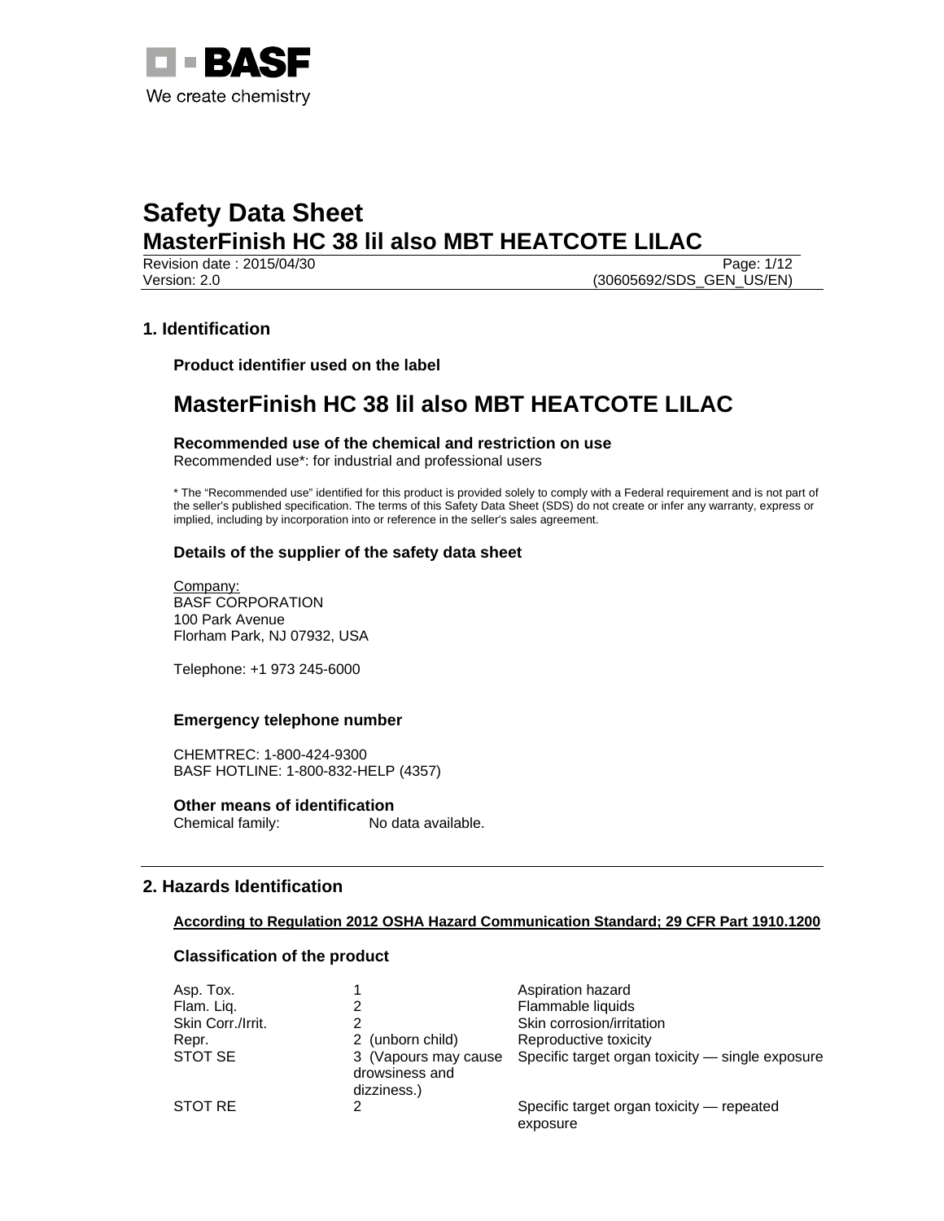# Safety Data Sheet
# MasterFinish HC 38 lil also MBT HEATCOTE LILAC

Revision date : 2015/04/30
Version: 2.0 (30605692/SDS_GEN_US/EN)

## 1. Identification

### Product identifier used on the label

## MasterFinish HC 38 lil also MBT HEATCOTE LILAC

### Recommended use of the chemical and restriction on use

Recommended use*: for industrial and professional users

* The "Recommended use" identified for this product is provided solely to comply with a Federal requirement and is not part of the seller's published specification. The terms of this Safety Data Sheet (SDS) do not create or infer any warranty, express or implied, including by incorporation into or reference in the seller's sales agreement.

### Details of the supplier of the safety data sheet

Company:
BASF CORPORATION
100 Park Avenue
Florham Park, NJ 07932, USA

Telephone: +1 973 245-6000

### Emergency telephone number

CHEMTREC: 1-800-424-9300
BASF HOTLINE: 1-800-832-HELP (4357)

### Other means of identification

Chemical family: No data available.

## 2. Hazards Identification

**According to Regulation 2012 OSHA Hazard Communication Standard; 29 CFR Part 1910.1200**

### Classification of the product

| | | |
|---|---|---|
| Asp. Tox. | 1 | Aspiration hazard |
| Flam. Liq. | 2 | Flammable liquids |
| Skin Corr./Irrit. | 2 | Skin corrosion/irritation |
| Repr. | 2 (unborn child) | Reproductive toxicity |
| STOT SE | 3 (Vapours may cause drowsiness and dizziness.) | Specific target organ toxicity — single exposure |
| STOT RE | 2 | Specific target organ toxicity — repeated exposure |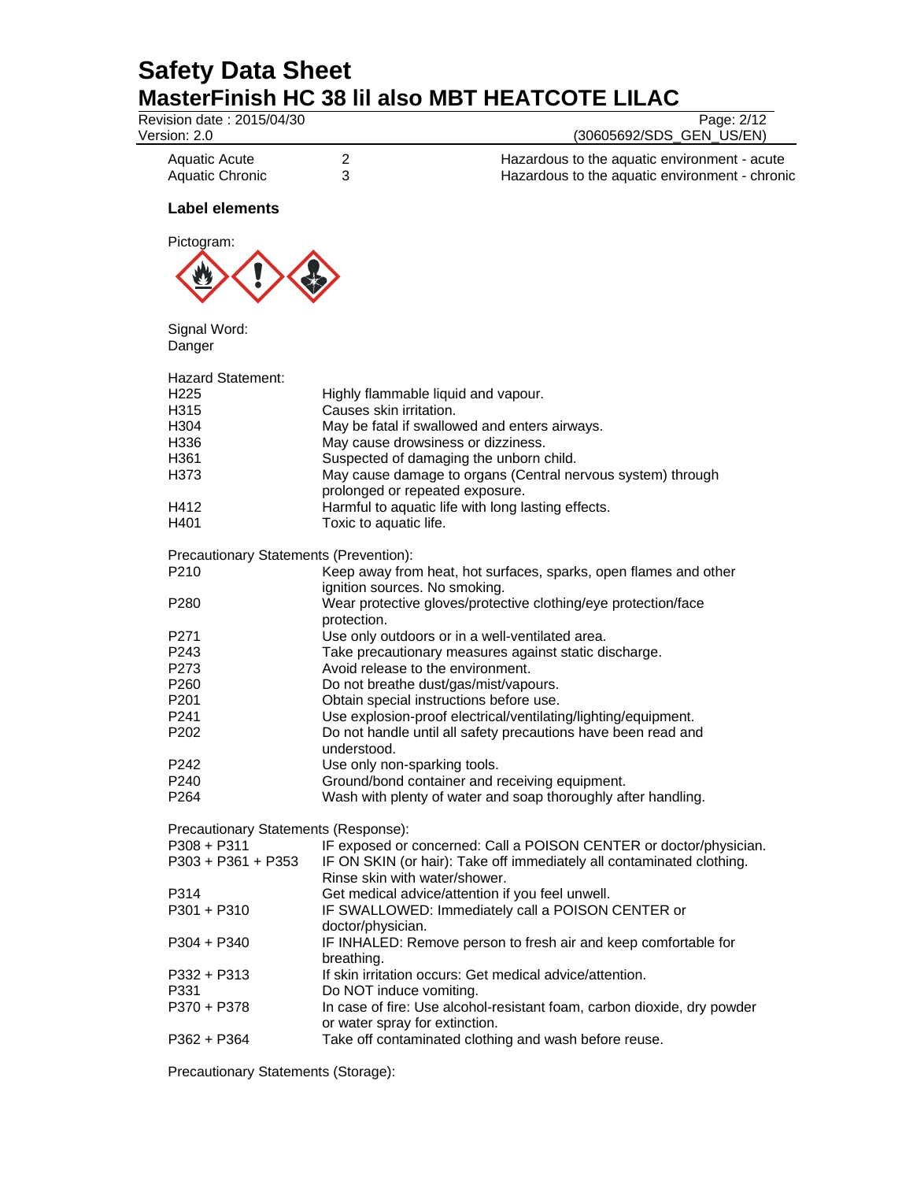| | | |
|---|---|---|
| Aquatic Acute | 2 | Hazardous to the aquatic environment - acute |
| Aquatic Chronic | 3 | Hazardous to the aquatic environment - chronic |

**Label elements**

Pictogram:

Signal Word:
Danger

Hazard Statement:

| | |
|---|---|
| H225 | Highly flammable liquid and vapour. |
| H315 | Causes skin irritation. |
| H304 | May be fatal if swallowed and enters airways. |
| H336 | May cause drowsiness or dizziness. |
| H361 | Suspected of damaging the unborn child. |
| H373 | May cause damage to organs (Central nervous system) through prolonged or repeated exposure. |
| H412 | Harmful to aquatic life with long lasting effects. |
| H401 | Toxic to aquatic life. |

Precautionary Statements (Prevention):

| | |
|---|---|
| P210 | Keep away from heat, hot surfaces, sparks, open flames and other ignition sources. No smoking. |
| P280 | Wear protective gloves/protective clothing/eye protection/face protection. |
| P271 | Use only outdoors or in a well-ventilated area. |
| P243 | Take precautionary measures against static discharge. |
| P273 | Avoid release to the environment. |
| P260 | Do not breathe dust/gas/mist/vapours. |
| P201 | Obtain special instructions before use. |
| P241 | Use explosion-proof electrical/ventilating/lighting/equipment. |
| P202 | Do not handle until all safety precautions have been read and understood. |
| P242 | Use only non-sparking tools. |
| P240 | Ground/bond container and receiving equipment. |
| P264 | Wash with plenty of water and soap thoroughly after handling. |

Precautionary Statements (Response):

| | |
|---|---|
| P308 + P311 | IF exposed or concerned: Call a POISON CENTER or doctor/physician. |
| P303 + P361 + P353 | IF ON SKIN (or hair): Take off immediately all contaminated clothing. Rinse skin with water/shower. |
| P314 | Get medical advice/attention if you feel unwell. |
| P301 + P310 | IF SWALLOWED: Immediately call a POISON CENTER or doctor/physician. |
| P304 + P340 | IF INHALED: Remove person to fresh air and keep comfortable for breathing. |
| P332 + P313 | If skin irritation occurs: Get medical advice/attention. |
| P331 | Do NOT induce vomiting. |
| P370 + P378 | In case of fire: Use alcohol-resistant foam, carbon dioxide, dry powder or water spray for extinction. |
| P362 + P364 | Take off contaminated clothing and wash before reuse. |

Precautionary Statements (Storage):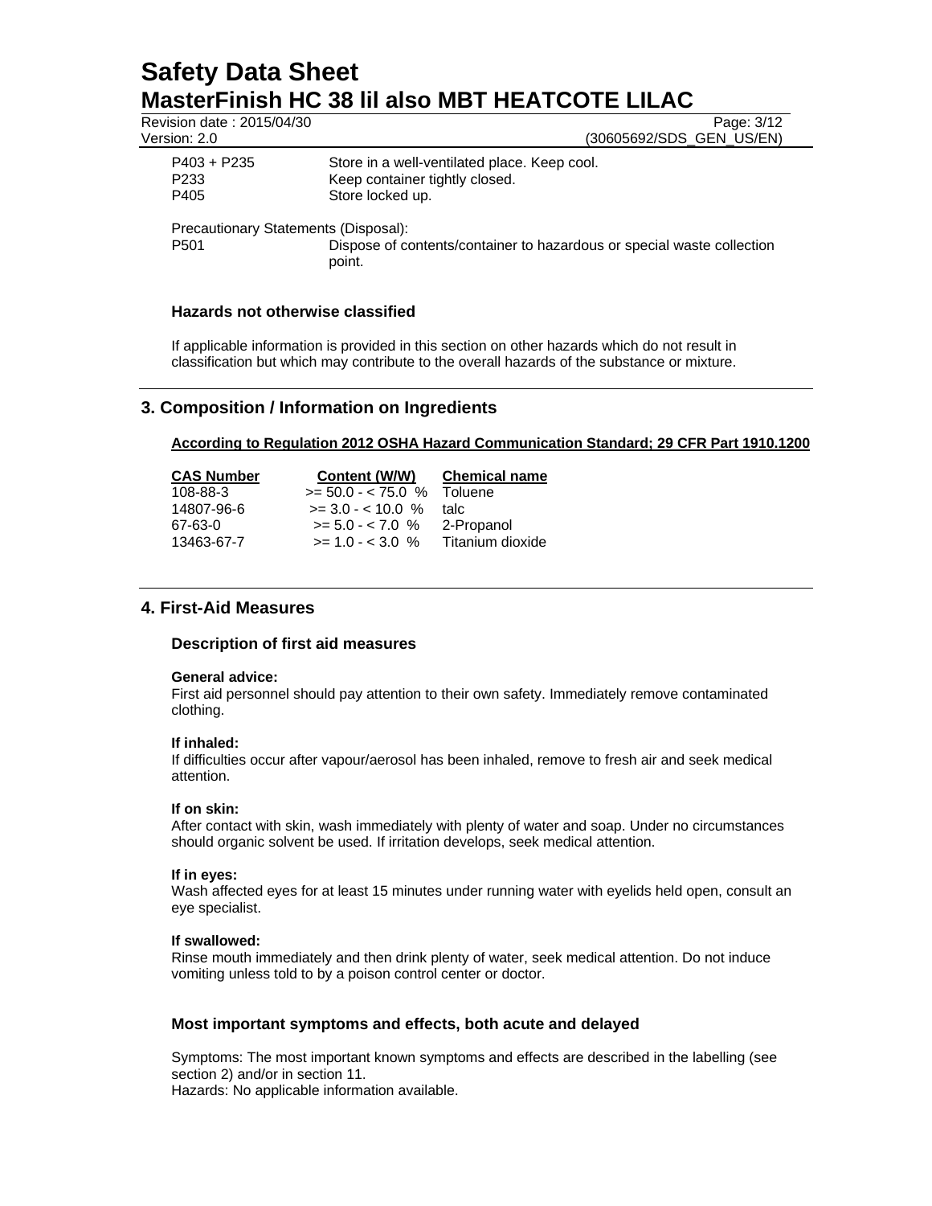| | |
|---|---|
| P403 + P235 | Store in a well-ventilated place. Keep cool. |
| P233 | Keep container tightly closed. |
| P405 | Store locked up. |

Precautionary Statements (Disposal):

| | |
|---|---|
| P501 | Dispose of contents/container to hazardous or special waste collection point. |

### Hazards not otherwise classified

If applicable information is provided in this section on other hazards which do not result in classification but which may contribute to the overall hazards of the substance or mixture.

## 3. Composition / Information on Ingredients

**According to Regulation 2012 OSHA Hazard Communication Standard; 29 CFR Part 1910.1200**

| CAS Number | Content (W/W) | Chemical name |
|---|---|---|
| 108-88-3 | >= 50.0 - < 75.0 % | Toluene |
| 14807-96-6 | >= 3.0 - < 10.0 % | talc |
| 67-63-0 | >= 5.0 - < 7.0 % | 2-Propanol |
| 13463-67-7 | >= 1.0 - < 3.0 % | Titanium dioxide |

## 4. First-Aid Measures

### Description of first aid measures

**General advice:**
First aid personnel should pay attention to their own safety. Immediately remove contaminated clothing.

**If inhaled:**
If difficulties occur after vapour/aerosol has been inhaled, remove to fresh air and seek medical attention.

**If on skin:**
After contact with skin, wash immediately with plenty of water and soap. Under no circumstances should organic solvent be used. If irritation develops, seek medical attention.

**If in eyes:**
Wash affected eyes for at least 15 minutes under running water with eyelids held open, consult an eye specialist.

**If swallowed:**
Rinse mouth immediately and then drink plenty of water, seek medical attention. Do not induce vomiting unless told to by a poison control center or doctor.

### Most important symptoms and effects, both acute and delayed

Symptoms: The most important known symptoms and effects are described in the labelling (see section 2) and/or in section 11.
Hazards: No applicable information available.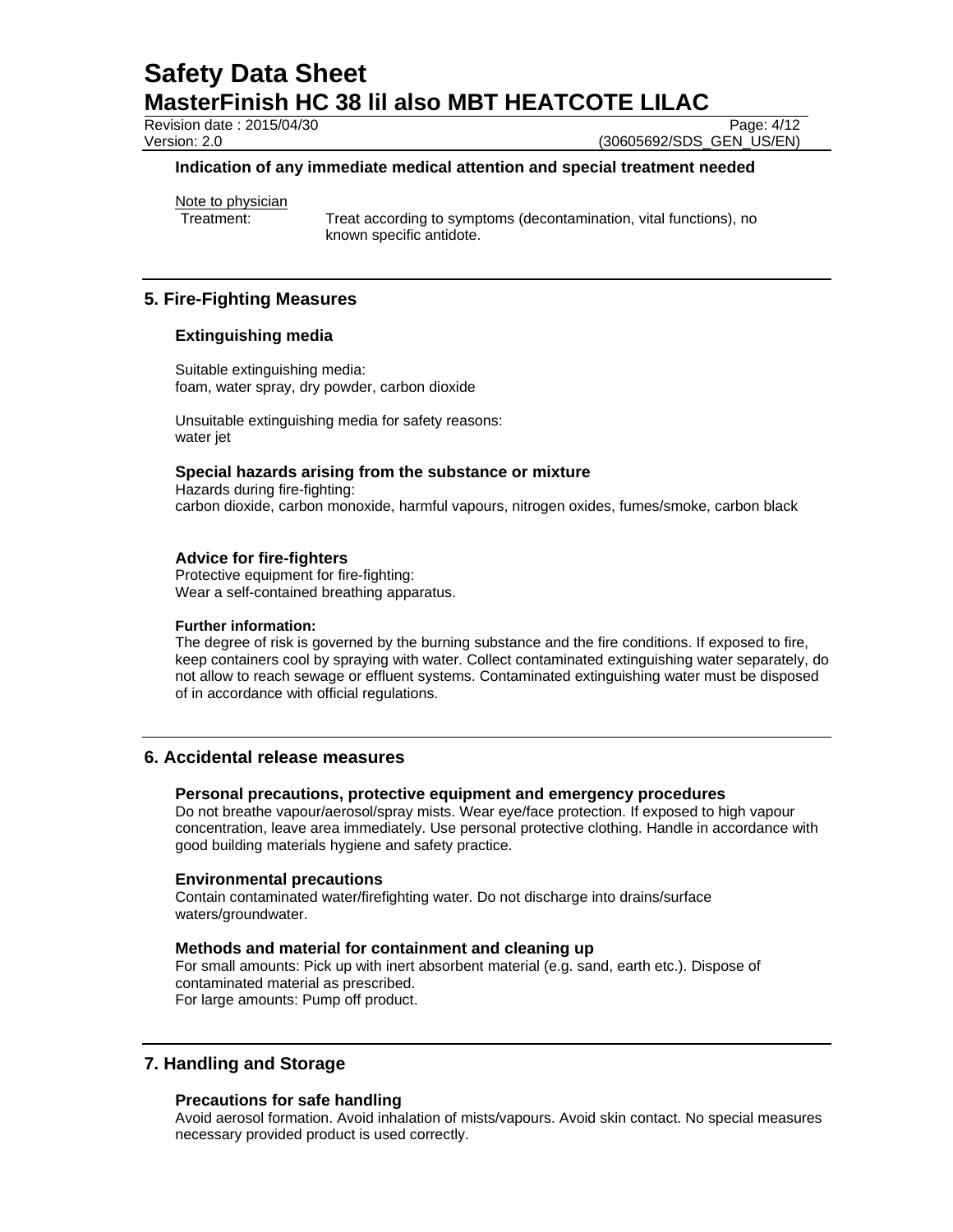### Indication of any immediate medical attention and special treatment needed

Note to physician

Treatment: Treat according to symptoms (decontamination, vital functions), no known specific antidote.

## 5. Fire-Fighting Measures

### Extinguishing media

Suitable extinguishing media:
foam, water spray, dry powder, carbon dioxide

Unsuitable extinguishing media for safety reasons:
water jet

### Special hazards arising from the substance or mixture

Hazards during fire-fighting:
carbon dioxide, carbon monoxide, harmful vapours, nitrogen oxides, fumes/smoke, carbon black

### Advice for fire-fighters

Protective equipment for fire-fighting:
Wear a self-contained breathing apparatus.

**Further information:**
The degree of risk is governed by the burning substance and the fire conditions. If exposed to fire, keep containers cool by spraying with water. Collect contaminated extinguishing water separately, do not allow to reach sewage or effluent systems. Contaminated extinguishing water must be disposed of in accordance with official regulations.

## 6. Accidental release measures

### Personal precautions, protective equipment and emergency procedures

Do not breathe vapour/aerosol/spray mists. Wear eye/face protection. If exposed to high vapour concentration, leave area immediately. Use personal protective clothing. Handle in accordance with good building materials hygiene and safety practice.

### Environmental precautions

Contain contaminated water/firefighting water. Do not discharge into drains/surface waters/groundwater.

### Methods and material for containment and cleaning up

For small amounts: Pick up with inert absorbent material (e.g. sand, earth etc.). Dispose of contaminated material as prescribed.
For large amounts: Pump off product.

## 7. Handling and Storage

### Precautions for safe handling

Avoid aerosol formation. Avoid inhalation of mists/vapours. Avoid skin contact. No special measures necessary provided product is used correctly.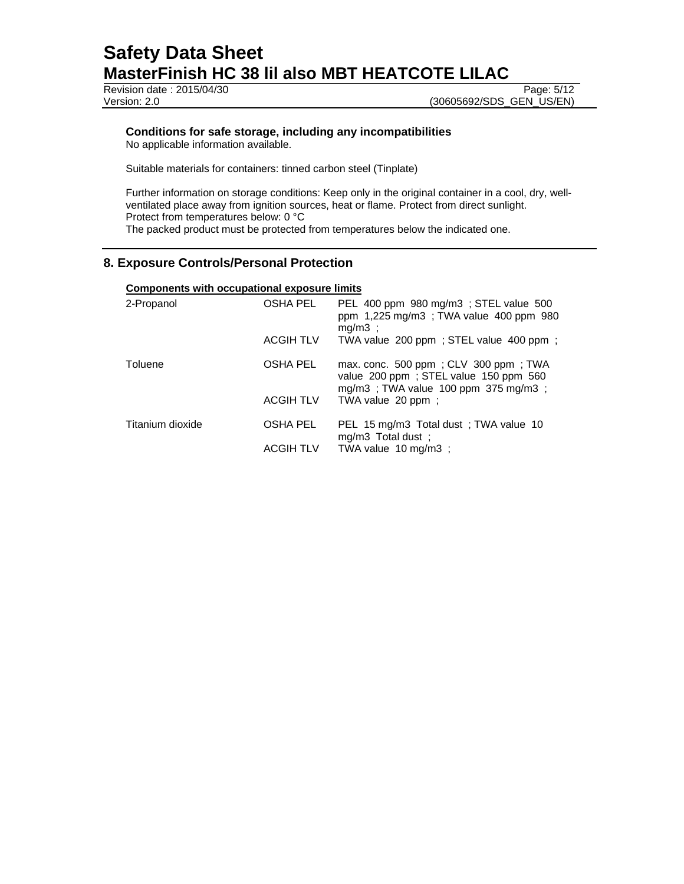**Conditions for safe storage, including any incompatibilities**
No applicable information available.

Suitable materials for containers: tinned carbon steel (Tinplate)

Further information on storage conditions: Keep only in the original container in a cool, dry, well-ventilated place away from ignition sources, heat or flame. Protect from direct sunlight.
Protect from temperatures below: 0 °C
The packed product must be protected from temperatures below the indicated one.

## 8. Exposure Controls/Personal Protection

**Components with occupational exposure limits**

| | | |
|---|---|---|
| 2-Propanol | OSHA PEL | PEL 400 ppm 980 mg/m3 ; STEL value 500 ppm 1,225 mg/m3 ; TWA value 400 ppm 980 mg/m3 ; |
| | ACGIH TLV | TWA value 200 ppm ; STEL value 400 ppm ; |
| Toluene | OSHA PEL | max. conc. 500 ppm ; CLV 300 ppm ; TWA value 200 ppm ; STEL value 150 ppm 560 mg/m3 ; TWA value 100 ppm 375 mg/m3 ; |
| | ACGIH TLV | TWA value 20 ppm ; |
| Titanium dioxide | OSHA PEL | PEL 15 mg/m3 Total dust ; TWA value 10 mg/m3 Total dust ; |
| | ACGIH TLV | TWA value 10 mg/m3 ; |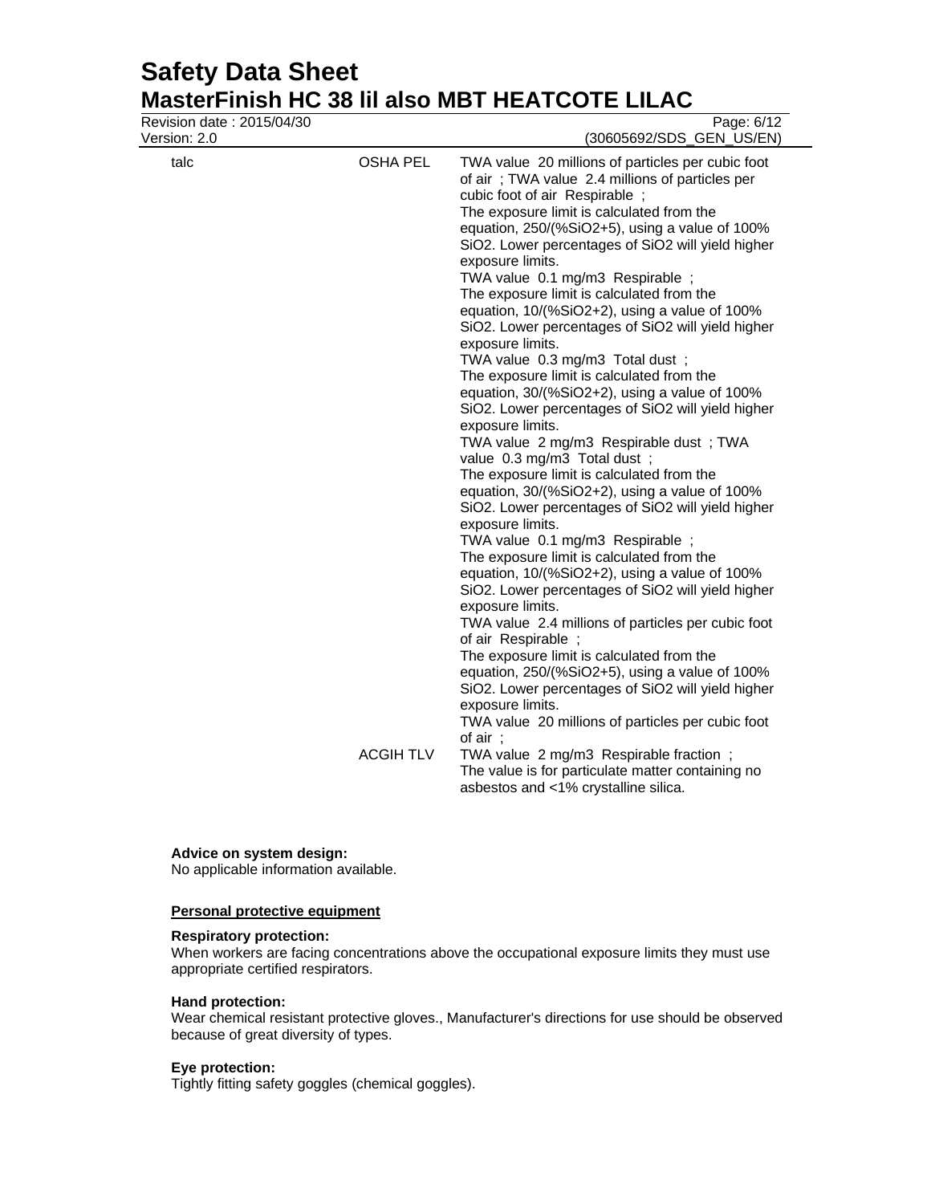| | | |
|---|---|---|
| talc | OSHA PEL | TWA value 20 millions of particles per cubic foot of air ; TWA value 2.4 millions of particles per cubic foot of air Respirable ;<br>The exposure limit is calculated from the equation, 250/(%SiO2+5), using a value of 100% SiO2. Lower percentages of SiO2 will yield higher exposure limits.<br>TWA value 0.1 mg/m3 Respirable ;<br>The exposure limit is calculated from the equation, 10/(%SiO2+2), using a value of 100% SiO2. Lower percentages of SiO2 will yield higher exposure limits.<br>TWA value 0.3 mg/m3 Total dust ;<br>The exposure limit is calculated from the equation, 30/(%SiO2+2), using a value of 100% SiO2. Lower percentages of SiO2 will yield higher exposure limits.<br>TWA value 2 mg/m3 Respirable dust ; TWA value 0.3 mg/m3 Total dust ;<br>The exposure limit is calculated from the equation, 30/(%SiO2+2), using a value of 100% SiO2. Lower percentages of SiO2 will yield higher exposure limits.<br>TWA value 0.1 mg/m3 Respirable ;<br>The exposure limit is calculated from the equation, 10/(%SiO2+2), using a value of 100% SiO2. Lower percentages of SiO2 will yield higher exposure limits.<br>TWA value 2.4 millions of particles per cubic foot of air Respirable ;<br>The exposure limit is calculated from the equation, 250/(%SiO2+5), using a value of 100% SiO2. Lower percentages of SiO2 will yield higher exposure limits.<br>TWA value 20 millions of particles per cubic foot of air ; |
| | ACGIH TLV | TWA value 2 mg/m3 Respirable fraction ;<br>The value is for particulate matter containing no asbestos and <1% crystalline silica. |

**Advice on system design:**
No applicable information available.

**Personal protective equipment**

**Respiratory protection:**
When workers are facing concentrations above the occupational exposure limits they must use appropriate certified respirators.

**Hand protection:**
Wear chemical resistant protective gloves., Manufacturer's directions for use should be observed because of great diversity of types.

**Eye protection:**
Tightly fitting safety goggles (chemical goggles).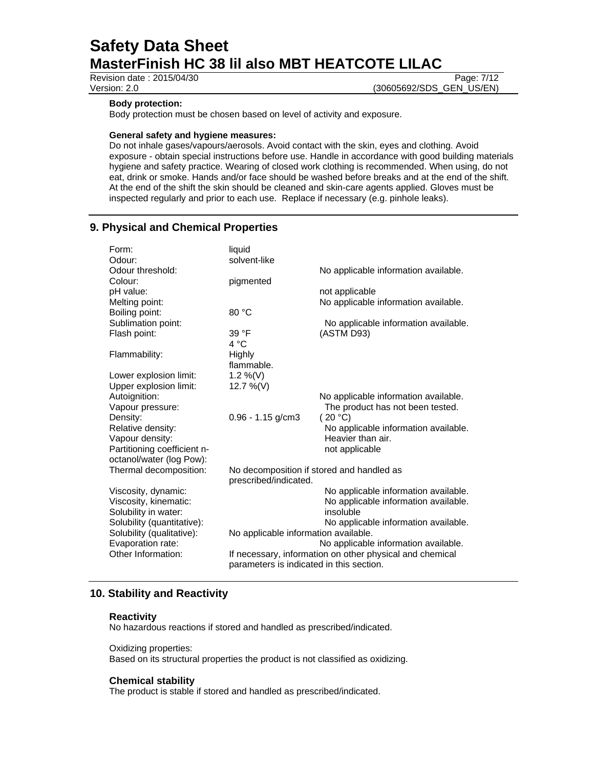**Body protection:**
Body protection must be chosen based on level of activity and exposure.

**General safety and hygiene measures:**
Do not inhale gases/vapours/aerosols. Avoid contact with the skin, eyes and clothing. Avoid exposure - obtain special instructions before use. Handle in accordance with good building materials hygiene and safety practice. Wearing of closed work clothing is recommended. When using, do not eat, drink or smoke. Hands and/or face should be washed before breaks and at the end of the shift. At the end of the shift the skin should be cleaned and skin-care agents applied. Gloves must be inspected regularly and prior to each use. Replace if necessary (e.g. pinhole leaks).

## 9. Physical and Chemical Properties

| | | |
|---|---|---|
| Form: | liquid | |
| Odour: | solvent-like | |
| Odour threshold: | | No applicable information available. |
| Colour: | pigmented | |
| pH value: | | not applicable |
| Melting point: | | No applicable information available. |
| Boiling point: | 80 °C | |
| Sublimation point: | | No applicable information available. |
| Flash point: | 39 °F<br>4 °C | (ASTM D93) |
| Flammability: | Highly flammable. | |
| Lower explosion limit: | 1.2 %(V) | |
| Upper explosion limit: | 12.7 %(V) | |
| Autoignition: | | No applicable information available. |
| Vapour pressure: | | The product has not been tested. |
| Density: | 0.96 - 1.15 g/cm3 | ( 20 °C) |
| Relative density: | | No applicable information available. |
| Vapour density: | | Heavier than air. |
| Partitioning coefficient n-octanol/water (log Pow): | | not applicable |
| Thermal decomposition: | No decomposition if stored and handled as prescribed/indicated. | |
| Viscosity, dynamic: | | No applicable information available. |
| Viscosity, kinematic: | | No applicable information available. |
| Solubility in water: | | insoluble |
| Solubility (quantitative): | | No applicable information available. |
| Solubility (qualitative): | No applicable information available. | |
| Evaporation rate: | | No applicable information available. |
| Other Information: | If necessary, information on other physical and chemical parameters is indicated in this section. | |

## 10. Stability and Reactivity

### Reactivity
No hazardous reactions if stored and handled as prescribed/indicated.

Oxidizing properties:
Based on its structural properties the product is not classified as oxidizing.

### Chemical stability
The product is stable if stored and handled as prescribed/indicated.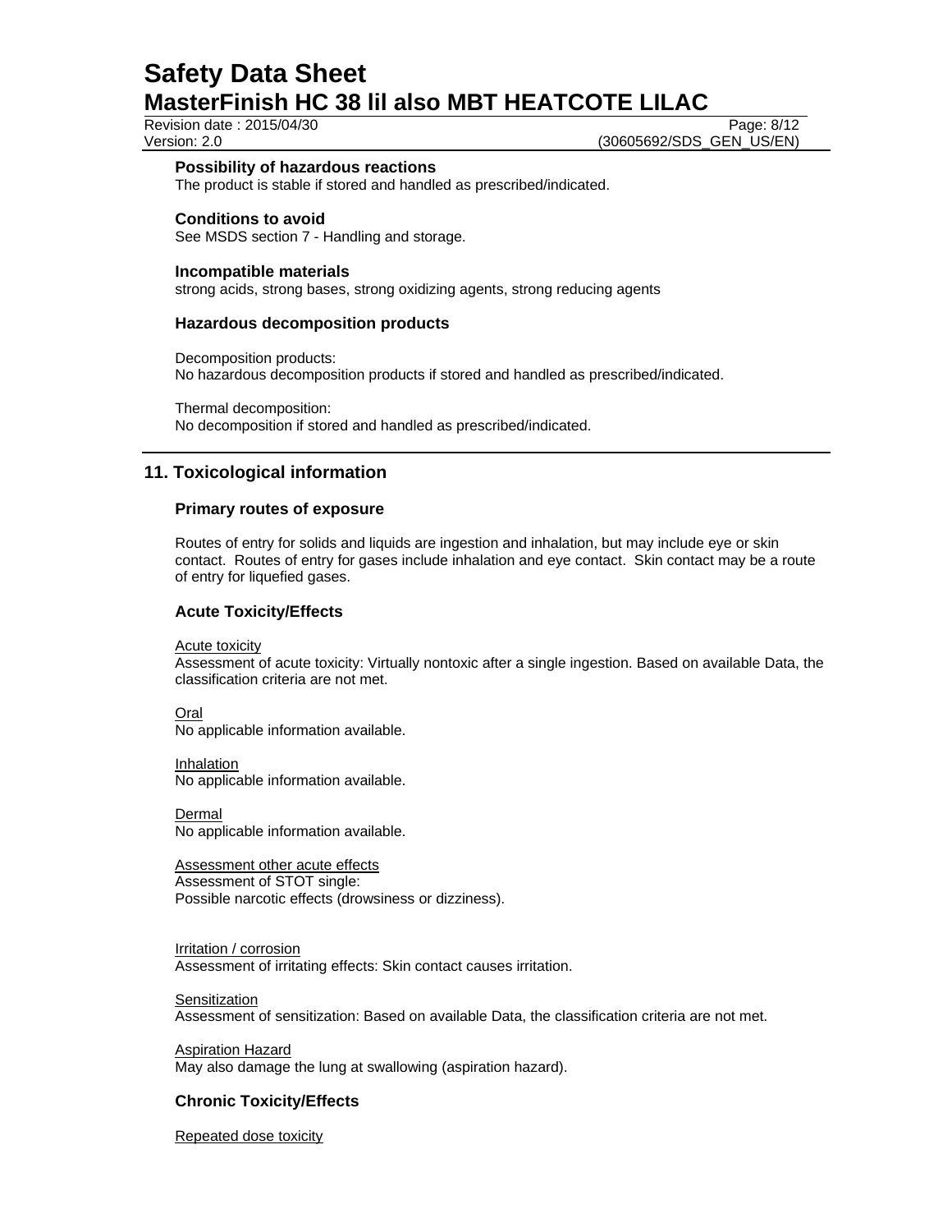### Possibility of hazardous reactions

The product is stable if stored and handled as prescribed/indicated.

### Conditions to avoid

See MSDS section 7 - Handling and storage.

### Incompatible materials

strong acids, strong bases, strong oxidizing agents, strong reducing agents

### Hazardous decomposition products

Decomposition products:
No hazardous decomposition products if stored and handled as prescribed/indicated.

Thermal decomposition:
No decomposition if stored and handled as prescribed/indicated.

## 11. Toxicological information

### Primary routes of exposure

Routes of entry for solids and liquids are ingestion and inhalation, but may include eye or skin contact. Routes of entry for gases include inhalation and eye contact. Skin contact may be a route of entry for liquefied gases.

### Acute Toxicity/Effects

Acute toxicity
Assessment of acute toxicity: Virtually nontoxic after a single ingestion. Based on available Data, the classification criteria are not met.

Oral
No applicable information available.

Inhalation
No applicable information available.

Dermal
No applicable information available.

Assessment other acute effects
Assessment of STOT single:
Possible narcotic effects (drowsiness or dizziness).

Irritation / corrosion
Assessment of irritating effects: Skin contact causes irritation.

Sensitization
Assessment of sensitization: Based on available Data, the classification criteria are not met.

Aspiration Hazard
May also damage the lung at swallowing (aspiration hazard).

### Chronic Toxicity/Effects

Repeated dose toxicity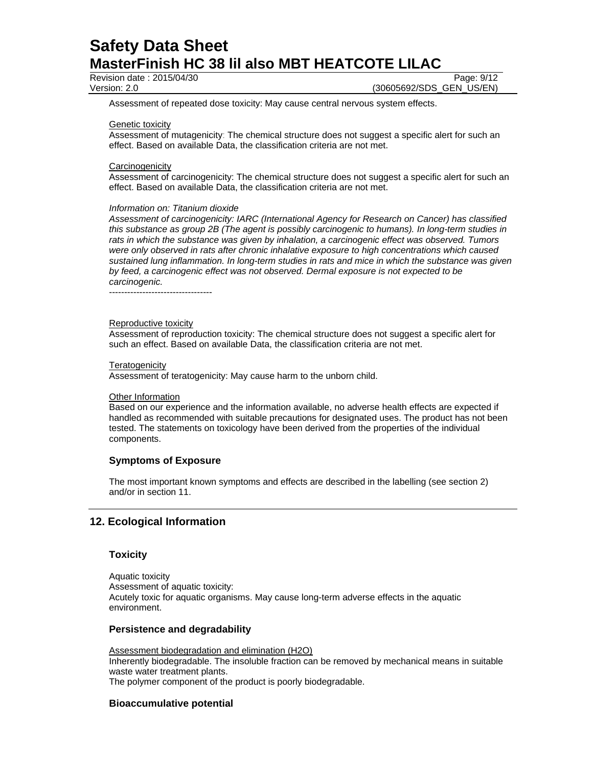Assessment of repeated dose toxicity: May cause central nervous system effects.

Genetic toxicity
Assessment of mutagenicity: The chemical structure does not suggest a specific alert for such an effect. Based on available Data, the classification criteria are not met.

Carcinogenicity
Assessment of carcinogenicity: The chemical structure does not suggest a specific alert for such an effect. Based on available Data, the classification criteria are not met.

*Information on: Titanium dioxide*
*Assessment of carcinogenicity: IARC (International Agency for Research on Cancer) has classified this substance as group 2B (The agent is possibly carcinogenic to humans). In long-term studies in rats in which the substance was given by inhalation, a carcinogenic effect was observed. Tumors were only observed in rats after chronic inhalative exposure to high concentrations which caused sustained lung inflammation. In long-term studies in rats and mice in which the substance was given by feed, a carcinogenic effect was not observed. Dermal exposure is not expected to be carcinogenic.*
----------------------------------

Reproductive toxicity
Assessment of reproduction toxicity: The chemical structure does not suggest a specific alert for such an effect. Based on available Data, the classification criteria are not met.

Teratogenicity
Assessment of teratogenicity: May cause harm to the unborn child.

Other Information
Based on our experience and the information available, no adverse health effects are expected if handled as recommended with suitable precautions for designated uses. The product has not been tested. The statements on toxicology have been derived from the properties of the individual components.

### Symptoms of Exposure

The most important known symptoms and effects are described in the labelling (see section 2) and/or in section 11.

## 12. Ecological Information

### Toxicity

Aquatic toxicity
Assessment of aquatic toxicity:
Acutely toxic for aquatic organisms. May cause long-term adverse effects in the aquatic environment.

### Persistence and degradability

Assessment biodegradation and elimination ($H_2O$)
Inherently biodegradable. The insoluble fraction can be removed by mechanical means in suitable waste water treatment plants.
The polymer component of the product is poorly biodegradable.

### Bioaccumulative potential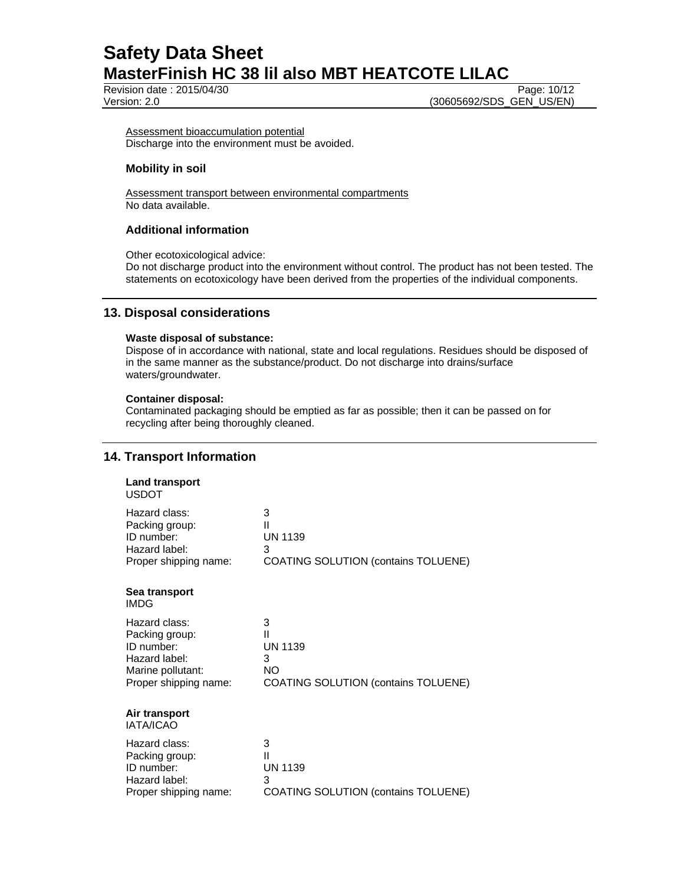Assessment bioaccumulation potential
Discharge into the environment must be avoided.

### Mobility in soil

Assessment transport between environmental compartments
No data available.

### Additional information

Other ecotoxicological advice:
Do not discharge product into the environment without control. The product has not been tested. The statements on ecotoxicology have been derived from the properties of the individual components.

## 13. Disposal considerations

**Waste disposal of substance:**
Dispose of in accordance with national, state and local regulations. Residues should be disposed of in the same manner as the substance/product. Do not discharge into drains/surface waters/groundwater.

**Container disposal:**
Contaminated packaging should be emptied as far as possible; then it can be passed on for recycling after being thoroughly cleaned.

## 14. Transport Information

**Land transport**
USDOT

| | |
|---|---|
| Hazard class: | 3 |
| Packing group: | II |
| ID number: | UN 1139 |
| Hazard label: | 3 |
| Proper shipping name: | COATING SOLUTION (contains TOLUENE) |

**Sea transport**
IMDG

| | |
|---|---|
| Hazard class: | 3 |
| Packing group: | II |
| ID number: | UN 1139 |
| Hazard label: | 3 |
| Marine pollutant: | NO |
| Proper shipping name: | COATING SOLUTION (contains TOLUENE) |

**Air transport**
IATA/ICAO

| | |
|---|---|
| Hazard class: | 3 |
| Packing group: | II |
| ID number: | UN 1139 |
| Hazard label: | 3 |
| Proper shipping name: | COATING SOLUTION (contains TOLUENE) |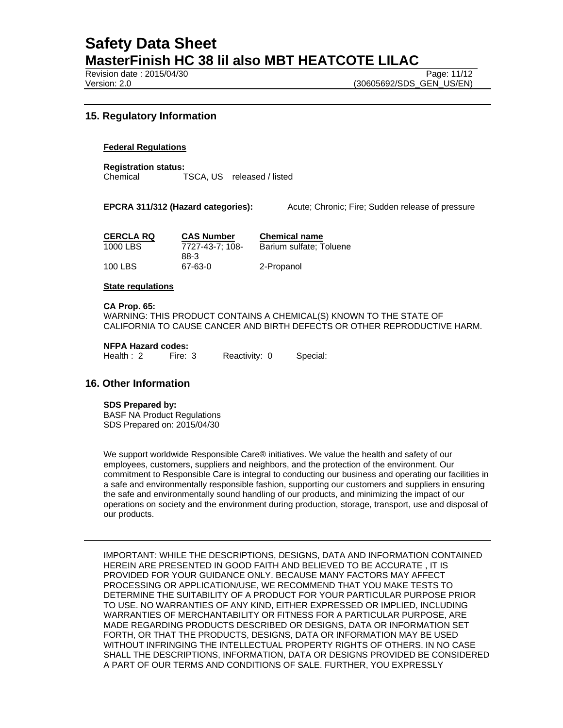## 15. Regulatory Information

### Federal Regulations

**Registration status:**
Chemical TSCA, US released / listed

**EPCRA 311/312 (Hazard categories):** Acute; Chronic; Fire; Sudden release of pressure

| CERCLA RQ | CAS Number | Chemical name |
|---|---|---|
| 1000 LBS | 7727-43-7; 108-88-3 | Barium sulfate; Toluene |
| 100 LBS | 67-63-0 | 2-Propanol |

### State regulations

**CA Prop. 65:**
WARNING: THIS PRODUCT CONTAINS A CHEMICAL(S) KNOWN TO THE STATE OF CALIFORNIA TO CAUSE CANCER AND BIRTH DEFECTS OR OTHER REPRODUCTIVE HARM.

**NFPA Hazard codes:**
Health : 2 Fire: 3 Reactivity: 0 Special:

## 16. Other Information

**SDS Prepared by:**
BASF NA Product Regulations
SDS Prepared on: 2015/04/30

We support worldwide Responsible Care® initiatives. We value the health and safety of our employees, customers, suppliers and neighbors, and the protection of the environment. Our commitment to Responsible Care is integral to conducting our business and operating our facilities in a safe and environmentally responsible fashion, supporting our customers and suppliers in ensuring the safe and environmentally sound handling of our products, and minimizing the impact of our operations on society and the environment during production, storage, transport, use and disposal of our products.

---

IMPORTANT: WHILE THE DESCRIPTIONS, DESIGNS, DATA AND INFORMATION CONTAINED HEREIN ARE PRESENTED IN GOOD FAITH AND BELIEVED TO BE ACCURATE , IT IS PROVIDED FOR YOUR GUIDANCE ONLY. BECAUSE MANY FACTORS MAY AFFECT PROCESSING OR APPLICATION/USE, WE RECOMMEND THAT YOU MAKE TESTS TO DETERMINE THE SUITABILITY OF A PRODUCT FOR YOUR PARTICULAR PURPOSE PRIOR TO USE. NO WARRANTIES OF ANY KIND, EITHER EXPRESSED OR IMPLIED, INCLUDING WARRANTIES OF MERCHANTABILITY OR FITNESS FOR A PARTICULAR PURPOSE, ARE MADE REGARDING PRODUCTS DESCRIBED OR DESIGNS, DATA OR INFORMATION SET FORTH, OR THAT THE PRODUCTS, DESIGNS, DATA OR INFORMATION MAY BE USED WITHOUT INFRINGING THE INTELLECTUAL PROPERTY RIGHTS OF OTHERS. IN NO CASE SHALL THE DESCRIPTIONS, INFORMATION, DATA OR DESIGNS PROVIDED BE CONSIDERED A PART OF OUR TERMS AND CONDITIONS OF SALE. FURTHER, YOU EXPRESSLY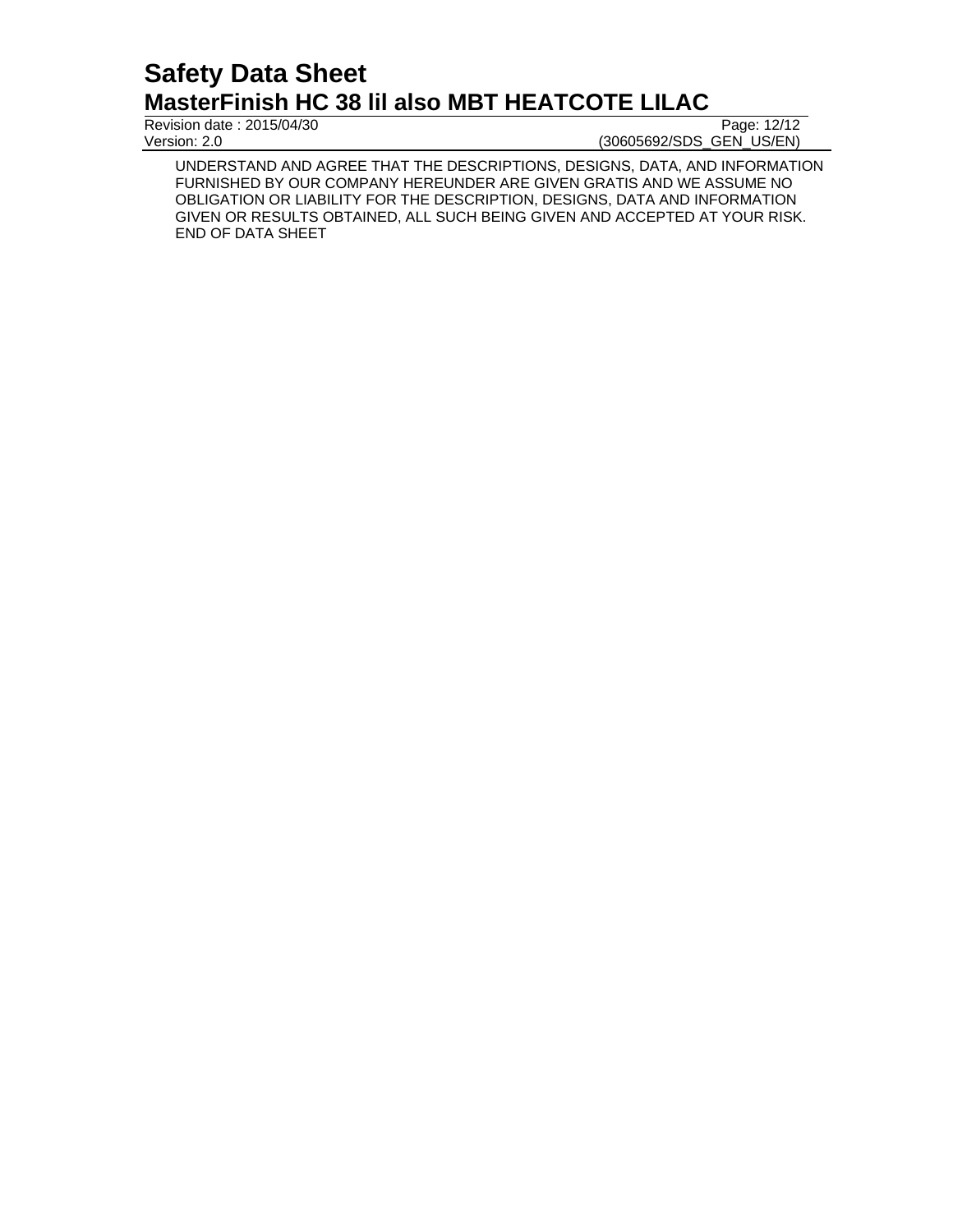UNDERSTAND AND AGREE THAT THE DESCRIPTIONS, DESIGNS, DATA, AND INFORMATION FURNISHED BY OUR COMPANY HEREUNDER ARE GIVEN GRATIS AND WE ASSUME NO OBLIGATION OR LIABILITY FOR THE DESCRIPTION, DESIGNS, DATA AND INFORMATION GIVEN OR RESULTS OBTAINED, ALL SUCH BEING GIVEN AND ACCEPTED AT YOUR RISK.

END OF DATA SHEET